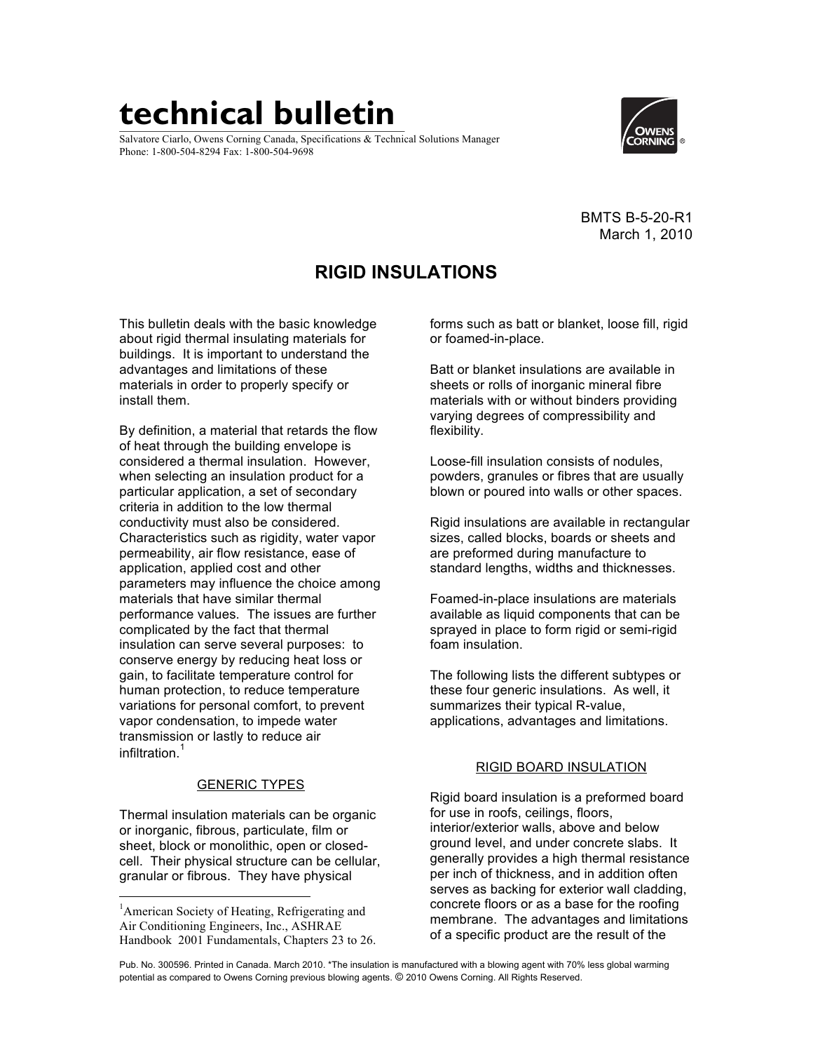# technical bulletin

Salvatore Ciarlo, Owens Corning Canada, Specifications & Technical Solutions Manager
Phone: 1-800-504-8294 Fax: 1-800-504-9698

BMTS B-5-20-R1
March 1, 2010

## RIGID INSULATIONS

This bulletin deals with the basic knowledge about rigid thermal insulating materials for buildings. It is important to understand the advantages and limitations of these materials in order to properly specify or install them.

By definition, a material that retards the flow of heat through the building envelope is considered a thermal insulation. However, when selecting an insulation product for a particular application, a set of secondary criteria in addition to the low thermal conductivity must also be considered. Characteristics such as rigidity, water vapor permeability, air flow resistance, ease of application, applied cost and other parameters may influence the choice among materials that have similar thermal performance values. The issues are further complicated by the fact that thermal insulation can serve several purposes: to conserve energy by reducing heat loss or gain, to facilitate temperature control for human protection, to reduce temperature variations for personal comfort, to prevent vapor condensation, to impede water transmission or lastly to reduce air infiltration.[1]

### GENERIC TYPES

Thermal insulation materials can be organic or inorganic, fibrous, particulate, film or sheet, block or monolithic, open or closed-cell. Their physical structure can be cellular, granular or fibrous. They have physical forms such as batt or blanket, loose fill, rigid or foamed-in-place.

Batt or blanket insulations are available in sheets or rolls of inorganic mineral fibre materials with or without binders providing varying degrees of compressibility and flexibility.

Loose-fill insulation consists of nodules, powders, granules or fibres that are usually blown or poured into walls or other spaces.

Rigid insulations are available in rectangular sizes, called blocks, boards or sheets and are preformed during manufacture to standard lengths, widths and thicknesses.

Foamed-in-place insulations are materials available as liquid components that can be sprayed in place to form rigid or semi-rigid foam insulation.

The following lists the different subtypes or these four generic insulations. As well, it summarizes their typical R-value, applications, advantages and limitations.

### RIGID BOARD INSULATION

Rigid board insulation is a preformed board for use in roofs, ceilings, floors, interior/exterior walls, above and below ground level, and under concrete slabs. It generally provides a high thermal resistance per inch of thickness, and in addition often serves as backing for exterior wall cladding, concrete floors or as a base for the roofing membrane. The advantages and limitations of a specific product are the result of the

[1] American Society of Heating, Refrigerating and Air Conditioning Engineers, Inc., ASHRAE Handbook 2001 Fundamentals, Chapters 23 to 26.

Pub. No. 300596. Printed in Canada. March 2010. *The insulation is manufactured with a blowing agent with 70% less global warming potential as compared to Owens Corning previous blowing agents. © 2010 Owens Corning. All Rights Reserved.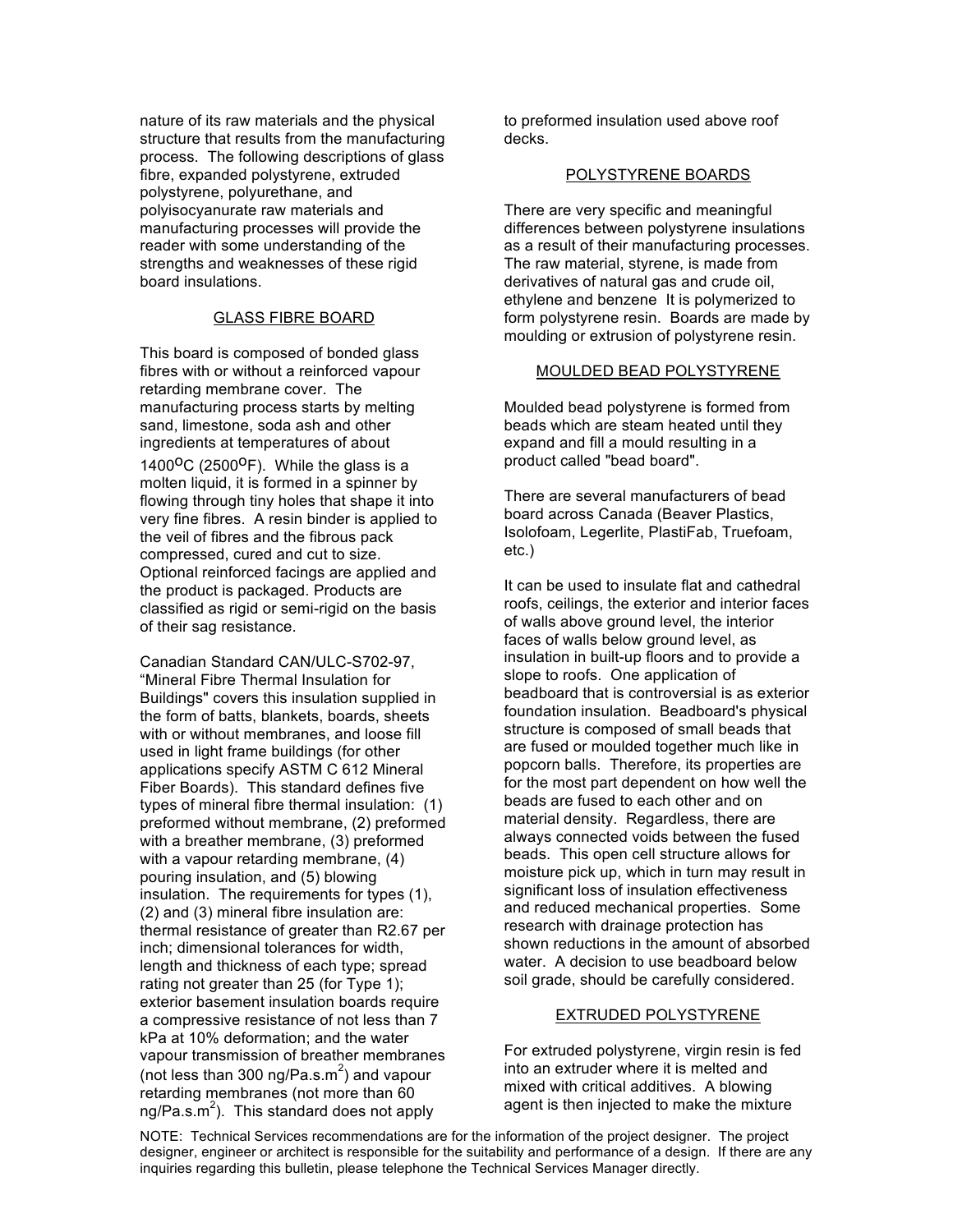nature of its raw materials and the physical structure that results from the manufacturing process. The following descriptions of glass fibre, expanded polystyrene, extruded polystyrene, polyurethane, and polyisocyanurate raw materials and manufacturing processes will provide the reader with some understanding of the strengths and weaknesses of these rigid board insulations.

## GLASS FIBRE BOARD

This board is composed of bonded glass fibres with or without a reinforced vapour retarding membrane cover. The manufacturing process starts by melting sand, limestone, soda ash and other ingredients at temperatures of about 1400$^{o}$C (2500$^{o}$F). While the glass is a molten liquid, it is formed in a spinner by flowing through tiny holes that shape it into very fine fibres. A resin binder is applied to the veil of fibres and the fibrous pack compressed, cured and cut to size. Optional reinforced facings are applied and the product is packaged. Products are classified as rigid or semi-rigid on the basis of their sag resistance.

Canadian Standard CAN/ULC-S702-97, "Mineral Fibre Thermal Insulation for Buildings" covers this insulation supplied in the form of batts, blankets, boards, sheets with or without membranes, and loose fill used in light frame buildings (for other applications specify ASTM C 612 Mineral Fiber Boards). This standard defines five types of mineral fibre thermal insulation: (1) preformed without membrane, (2) preformed with a breather membrane, (3) preformed with a vapour retarding membrane, (4) pouring insulation, and (5) blowing insulation. The requirements for types (1), (2) and (3) mineral fibre insulation are: thermal resistance of greater than R2.67 per inch; dimensional tolerances for width, length and thickness of each type; spread rating not greater than 25 (for Type 1); exterior basement insulation boards require a compressive resistance of not less than 7 kPa at 10% deformation; and the water vapour transmission of breather membranes (not less than 300 ng/Pa.s.m$^2$) and vapour retarding membranes (not more than 60 ng/Pa.s.m$^2$). This standard does not apply to preformed insulation used above roof decks.

## POLYSTYRENE BOARDS

There are very specific and meaningful differences between polystyrene insulations as a result of their manufacturing processes. The raw material, styrene, is made from derivatives of natural gas and crude oil, ethylene and benzene It is polymerized to form polystyrene resin. Boards are made by moulding or extrusion of polystyrene resin.

## MOULDED BEAD POLYSTYRENE

Moulded bead polystyrene is formed from beads which are steam heated until they expand and fill a mould resulting in a product called "bead board".

There are several manufacturers of bead board across Canada (Beaver Plastics, Isolofoam, Legerlite, PlastiFab, Truefoam, etc.)

It can be used to insulate flat and cathedral roofs, ceilings, the exterior and interior faces of walls above ground level, the interior faces of walls below ground level, as insulation in built-up floors and to provide a slope to roofs. One application of beadboard that is controversial is as exterior foundation insulation. Beadboard's physical structure is composed of small beads that are fused or moulded together much like in popcorn balls. Therefore, its properties are for the most part dependent on how well the beads are fused to each other and on material density. Regardless, there are always connected voids between the fused beads. This open cell structure allows for moisture pick up, which in turn may result in significant loss of insulation effectiveness and reduced mechanical properties. Some research with drainage protection has shown reductions in the amount of absorbed water. A decision to use beadboard below soil grade, should be carefully considered.

## EXTRUDED POLYSTYRENE

For extruded polystyrene, virgin resin is fed into an extruder where it is melted and mixed with critical additives. A blowing agent is then injected to make the mixture

NOTE: Technical Services recommendations are for the information of the project designer. The project designer, engineer or architect is responsible for the suitability and performance of a design. If there are any inquiries regarding this bulletin, please telephone the Technical Services Manager directly.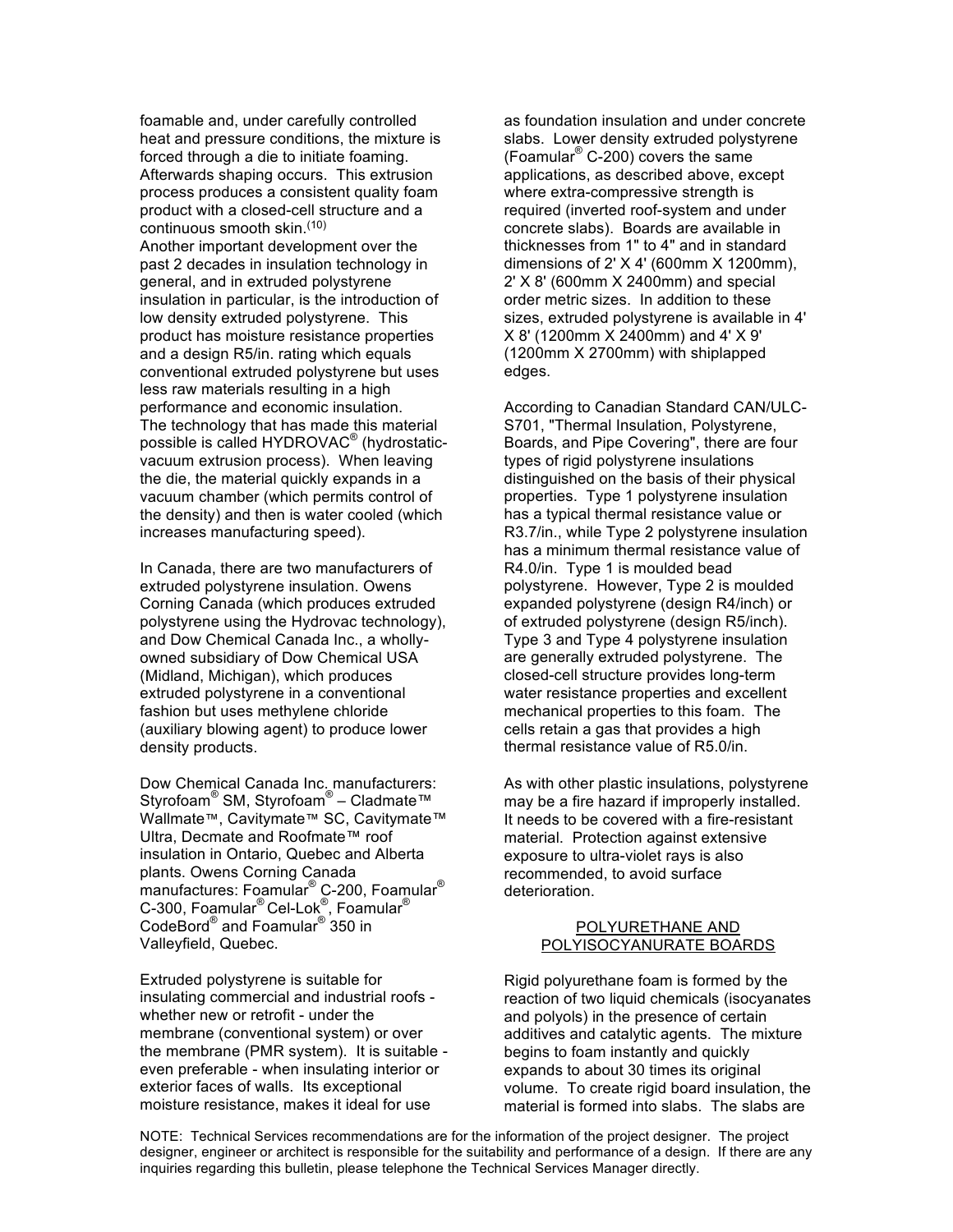foamable and, under carefully controlled heat and pressure conditions, the mixture is forced through a die to initiate foaming. Afterwards shaping occurs. This extrusion process produces a consistent quality foam product with a closed-cell structure and a continuous smooth skin.[10]

Another important development over the past 2 decades in insulation technology in general, and in extruded polystyrene insulation in particular, is the introduction of low density extruded polystyrene. This product has moisture resistance properties and a design R5/in. rating which equals conventional extruded polystyrene but uses less raw materials resulting in a high performance and economic insulation. The technology that has made this material possible is called HYDROVAC® (hydrostatic-vacuum extrusion process). When leaving the die, the material quickly expands in a vacuum chamber (which permits control of the density) and then is water cooled (which increases manufacturing speed).

In Canada, there are two manufacturers of extruded polystyrene insulation. Owens Corning Canada (which produces extruded polystyrene using the Hydrovac technology), and Dow Chemical Canada Inc., a wholly-owned subsidiary of Dow Chemical USA (Midland, Michigan), which produces extruded polystyrene in a conventional fashion but uses methylene chloride (auxiliary blowing agent) to produce lower density products.

Dow Chemical Canada Inc. manufacturers: Styrofoam® SM, Styrofoam® – Cladmate™ Wallmate™, Cavitymate™ SC, Cavitymate™ Ultra, Decmate and Roofmate™ roof insulation in Ontario, Quebec and Alberta plants. Owens Corning Canada manufactures: Foamular® C-200, Foamular® C-300, Foamular® Cel-Lok®, Foamular® CodeBord® and Foamular® 350 in Valleyfield, Quebec.

Extruded polystyrene is suitable for insulating commercial and industrial roofs - whether new or retrofit - under the membrane (conventional system) or over the membrane (PMR system). It is suitable - even preferable - when insulating interior or exterior faces of walls. Its exceptional moisture resistance, makes it ideal for use as foundation insulation and under concrete slabs. Lower density extruded polystyrene (Foamular® C-200) covers the same applications, as described above, except where extra-compressive strength is required (inverted roof-system and under concrete slabs). Boards are available in thicknesses from 1" to 4" and in standard dimensions of 2' X 4' (600mm X 1200mm), 2' X 8' (600mm X 2400mm) and special order metric sizes. In addition to these sizes, extruded polystyrene is available in 4' X 8' (1200mm X 2400mm) and 4' X 9' (1200mm X 2700mm) with shiplapped edges.

According to Canadian Standard CAN/ULC-S701, "Thermal Insulation, Polystyrene, Boards, and Pipe Covering", there are four types of rigid polystyrene insulations distinguished on the basis of their physical properties. Type 1 polystyrene insulation has a typical thermal resistance value or R3.7/in., while Type 2 polystyrene insulation has a minimum thermal resistance value of R4.0/in. Type 1 is moulded bead polystyrene. However, Type 2 is moulded expanded polystyrene (design R4/inch) or of extruded polystyrene (design R5/inch). Type 3 and Type 4 polystyrene insulation are generally extruded polystyrene. The closed-cell structure provides long-term water resistance properties and excellent mechanical properties to this foam. The cells retain a gas that provides a high thermal resistance value of R5.0/in.

As with other plastic insulations, polystyrene may be a fire hazard if improperly installed. It needs to be covered with a fire-resistant material. Protection against extensive exposure to ultra-violet rays is also recommended, to avoid surface deterioration.

## POLYURETHANE AND POLYISOCYANURATE BOARDS

Rigid polyurethane foam is formed by the reaction of two liquid chemicals (isocyanates and polyols) in the presence of certain additives and catalytic agents. The mixture begins to foam instantly and quickly expands to about 30 times its original volume. To create rigid board insulation, the material is formed into slabs. The slabs are

NOTE: Technical Services recommendations are for the information of the project designer. The project designer, engineer or architect is responsible for the suitability and performance of a design. If there are any inquiries regarding this bulletin, please telephone the Technical Services Manager directly.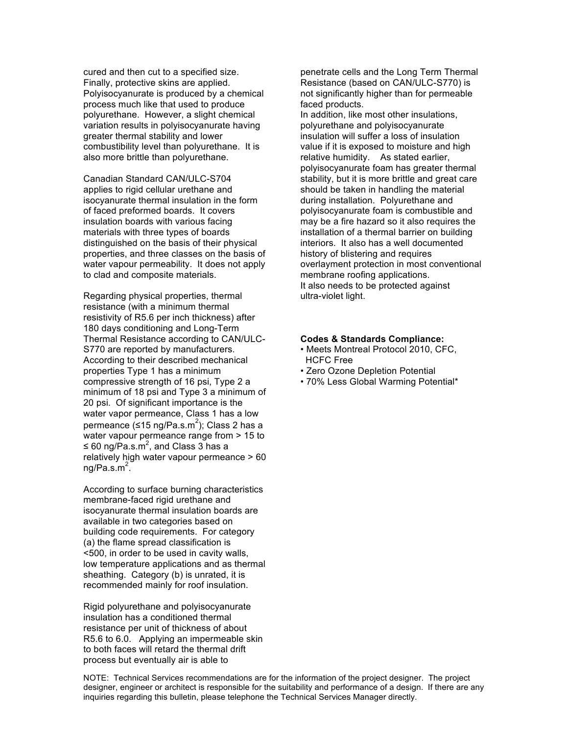cured and then cut to a specified size. Finally, protective skins are applied. Polyisocyanurate is produced by a chemical process much like that used to produce polyurethane. However, a slight chemical variation results in polyisocyanurate having greater thermal stability and lower combustibility level than polyurethane. It is also more brittle than polyurethane.

Canadian Standard CAN/ULC-S704 applies to rigid cellular urethane and isocyanurate thermal insulation in the form of faced preformed boards. It covers insulation boards with various facing materials with three types of boards distinguished on the basis of their physical properties, and three classes on the basis of water vapour permeability. It does not apply to clad and composite materials.

Regarding physical properties, thermal resistance (with a minimum thermal resistivity of R5.6 per inch thickness) after 180 days conditioning and Long-Term Thermal Resistance according to CAN/ULC-S770 are reported by manufacturers. According to their described mechanical properties Type 1 has a minimum compressive strength of 16 psi, Type 2 a minimum of 18 psi and Type 3 a minimum of 20 psi. Of significant importance is the water vapor permeance, Class 1 has a low permeance (≤15 $ng/Pa.s.m^2$); Class 2 has a water vapour permeance range from > 15 to ≤ 60 $ng/Pa.s.m^2$, and Class 3 has a relatively high water vapour permeance > 60 $ng/Pa.s.m^2$.

According to surface burning characteristics membrane-faced rigid urethane and isocyanurate thermal insulation boards are available in two categories based on building code requirements. For category (a) the flame spread classification is <500, in order to be used in cavity walls, low temperature applications and as thermal sheathing. Category (b) is unrated, it is recommended mainly for roof insulation.

Rigid polyurethane and polyisocyanurate insulation has a conditioned thermal resistance per unit of thickness of about R5.6 to 6.0. Applying an impermeable skin to both faces will retard the thermal drift process but eventually air is able to penetrate cells and the Long Term Thermal Resistance (based on CAN/ULC-S770) is not significantly higher than for permeable faced products.

In addition, like most other insulations, polyurethane and polyisocyanurate insulation will suffer a loss of insulation value if it is exposed to moisture and high relative humidity. As stated earlier, polyisocyanurate foam has greater thermal stability, but it is more brittle and great care should be taken in handling the material during installation. Polyurethane and polyisocyanurate foam is combustible and may be a fire hazard so it also requires the installation of a thermal barrier on building interiors. It also has a well documented history of blistering and requires overlayment protection in most conventional membrane roofing applications.

It also needs to be protected against ultra-violet light.

**Codes & Standards Compliance:**

- Meets Montreal Protocol 2010, CFC, HCFC Free
- Zero Ozone Depletion Potential
- 70% Less Global Warming Potential*

NOTE: Technical Services recommendations are for the information of the project designer. The project designer, engineer or architect is responsible for the suitability and performance of a design. If there are any inquiries regarding this bulletin, please telephone the Technical Services Manager directly.